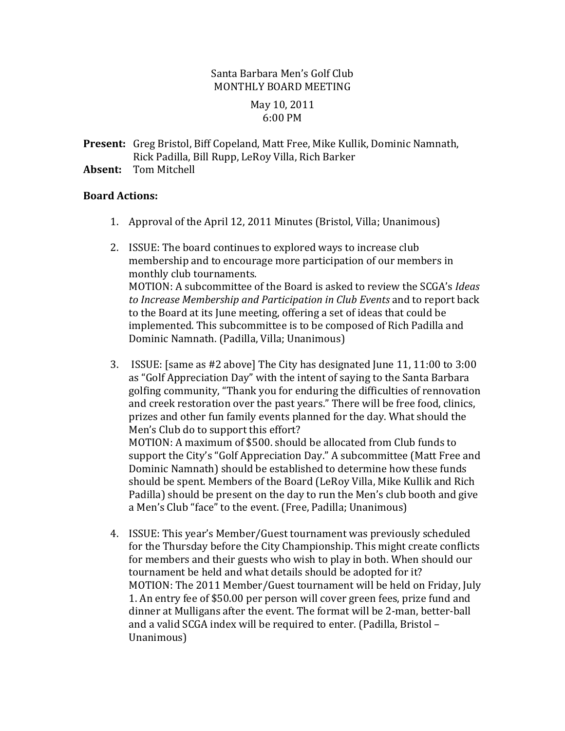Santa Barbara Men's Golf Club
MONTHLY BOARD MEETING

May 10, 2011
6:00 PM

**Present:** Greg Bristol, Biff Copeland, Matt Free, Mike Kullik, Dominic Namnath, Rick Padilla, Bill Rupp, LeRoy Villa, Rich Barker
**Absent:** Tom Mitchell

**Board Actions:**

1. Approval of the April 12, 2011 Minutes (Bristol, Villa; Unanimous)

2. ISSUE: The board continues to explored ways to increase club membership and to encourage more participation of our members in monthly club tournaments.
   MOTION: A subcommittee of the Board is asked to review the SCGA's *Ideas to Increase Membership and Participation in Club Events* and to report back to the Board at its June meeting, offering a set of ideas that could be implemented. This subcommittee is to be composed of Rich Padilla and Dominic Namnath. (Padilla, Villa; Unanimous)

3. ISSUE: [same as #2 above] The City has designated June 11, 11:00 to 3:00 as "Golf Appreciation Day" with the intent of saying to the Santa Barbara golfing community, "Thank you for enduring the difficulties of rennovation and creek restoration over the past years." There will be free food, clinics, prizes and other fun family events planned for the day. What should the Men's Club do to support this effort?
   MOTION: A maximum of $500. should be allocated from Club funds to support the City's "Golf Appreciation Day." A subcommittee (Matt Free and Dominic Namnath) should be established to determine how these funds should be spent. Members of the Board (LeRoy Villa, Mike Kullik and Rich Padilla) should be present on the day to run the Men's club booth and give a Men's Club "face" to the event. (Free, Padilla; Unanimous)

4. ISSUE: This year's Member/Guest tournament was previously scheduled for the Thursday before the City Championship. This might create conflicts for members and their guests who wish to play in both. When should our tournament be held and what details should be adopted for it?
   MOTION: The 2011 Member/Guest tournament will be held on Friday, July 1. An entry fee of $50.00 per person will cover green fees, prize fund and dinner at Mulligans after the event. The format will be 2-man, better-ball and a valid SCGA index will be required to enter. (Padilla, Bristol – Unanimous)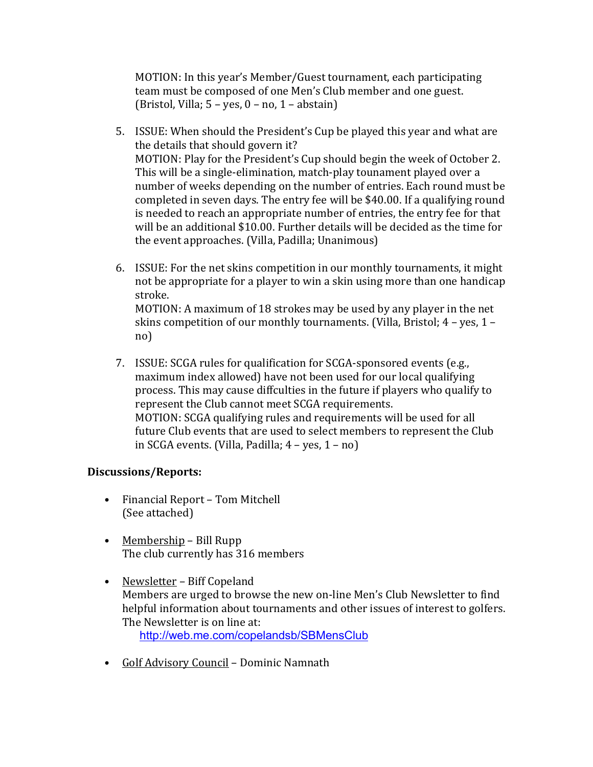MOTION: In this year's Member/Guest tournament, each participating team must be composed of one Men's Club member and one guest. (Bristol, Villa; 5 – yes, 0 – no, 1 – abstain)

5. ISSUE: When should the President's Cup be played this year and what are the details that should govern it?
   MOTION: Play for the President's Cup should begin the week of October 2. This will be a single-elimination, match-play tounament played over a number of weeks depending on the number of entries. Each round must be completed in seven days. The entry fee will be $40.00. If a qualifying round is needed to reach an appropriate number of entries, the entry fee for that will be an additional $10.00. Further details will be decided as the time for the event approaches. (Villa, Padilla; Unanimous)

6. ISSUE: For the net skins competition in our monthly tournaments, it might not be appropriate for a player to win a skin using more than one handicap stroke.
   MOTION: A maximum of 18 strokes may be used by any player in the net skins competition of our monthly tournaments. (Villa, Bristol; 4 – yes, 1 – no)

7. ISSUE: SCGA rules for qualification for SCGA-sponsored events (e.g., maximum index allowed) have not been used for our local qualifying process. This may cause diffculties in the future if players who qualify to represent the Club cannot meet SCGA requirements.
   MOTION: SCGA qualifying rules and requirements will be used for all future Club events that are used to select members to represent the Club in SCGA events. (Villa, Padilla; 4 – yes, 1 – no)

**Discussions/Reports:**

- Financial Report – Tom Mitchell
  (See attached)

- Membership – Bill Rupp
  The club currently has 316 members

- Newsletter – Biff Copeland
  Members are urged to browse the new on-line Men's Club Newsletter to find helpful information about tournaments and other issues of interest to golfers. The Newsletter is on line at:
  http://web.me.com/copelandsb/SBMensClub

- Golf Advisory Council – Dominic Namnath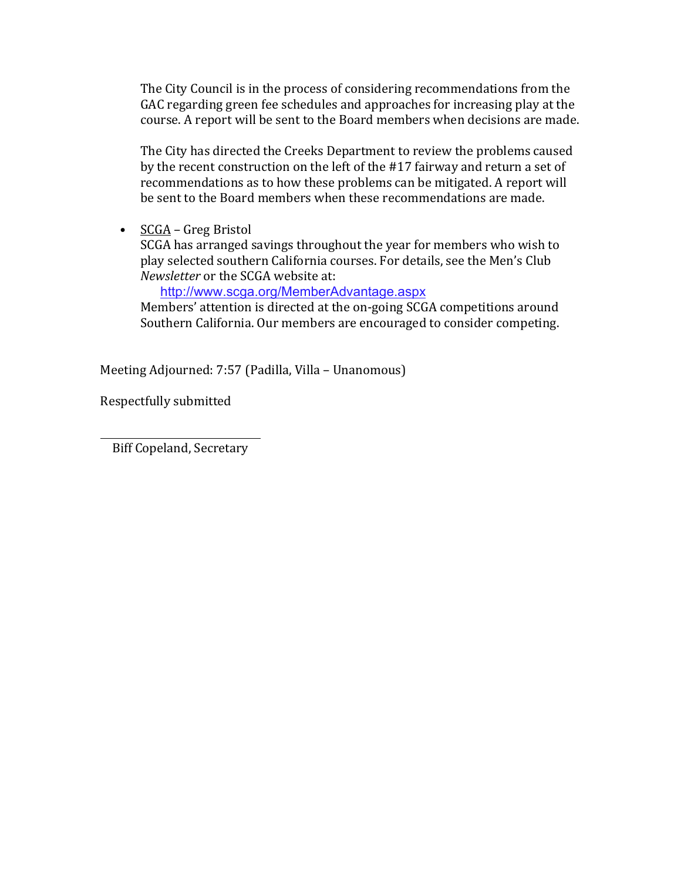The City Council is in the process of considering recommendations from the GAC regarding green fee schedules and approaches for increasing play at the course. A report will be sent to the Board members when decisions are made.

The City has directed the Creeks Department to review the problems caused by the recent construction on the left of the #17 fairway and return a set of recommendations as to how these problems can be mitigated. A report will be sent to the Board members when these recommendations are made.

- SCGA – Greg Bristol
  SCGA has arranged savings throughout the year for members who wish to play selected southern California courses. For details, see the Men's Club *Newsletter* or the SCGA website at:
  http://www.scga.org/MemberAdvantage.aspx
  Members' attention is directed at the on-going SCGA competitions around Southern California. Our members are encouraged to consider competing.

Meeting Adjourned: 7:57 (Padilla, Villa – Unanomous)

Respectfully submitted

Biff Copeland, Secretary